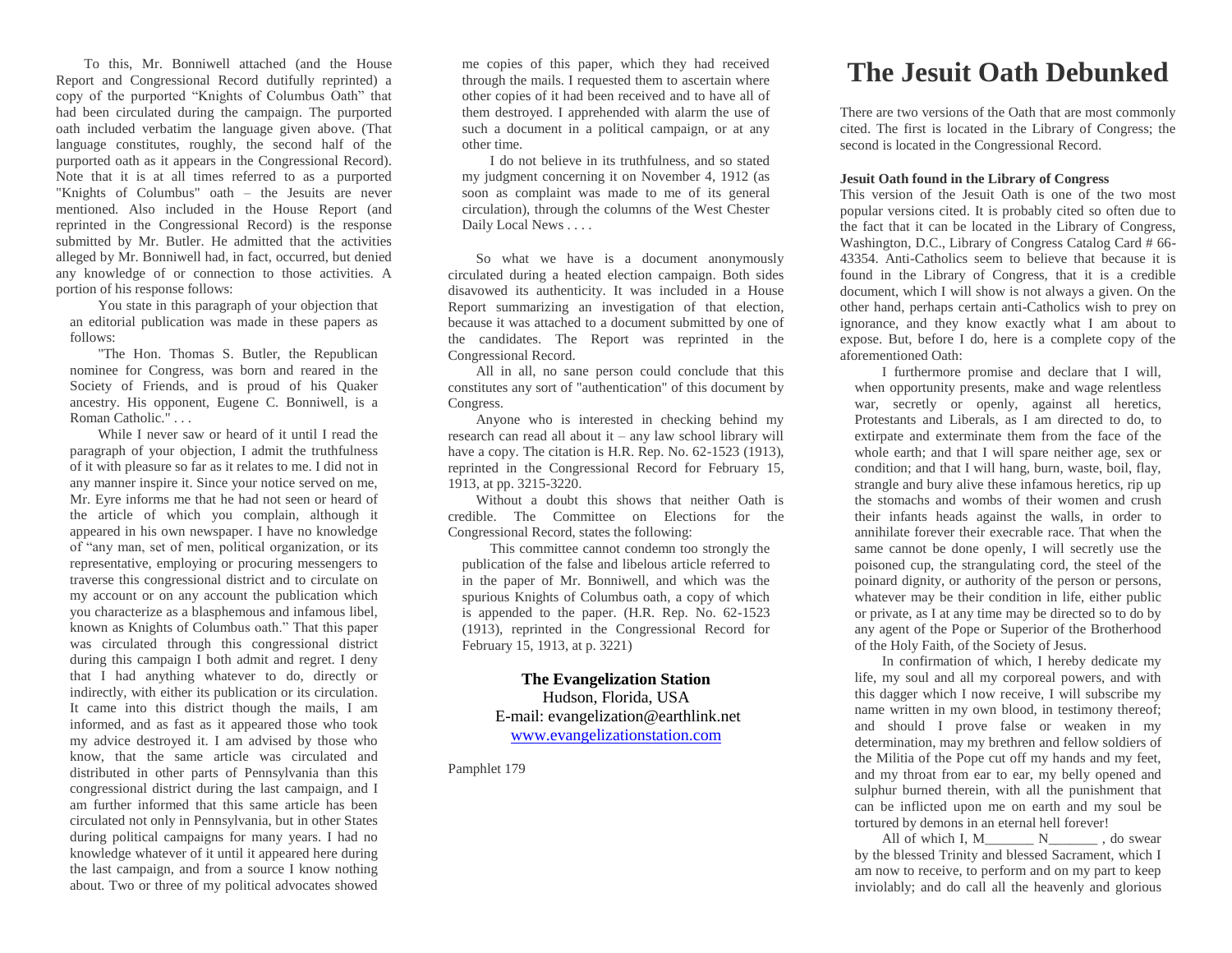To this, Mr. Bonniwell attached (and the House Report and Congressional Record dutifully reprinted) a copy of the purported "Knights of Columbus Oath" that had been circulated during the campaign. The purported oath included verbatim the language given above. (That language constitutes, roughly, the second half of the purported oath as it appears in the Congressional Record). Note that it is at all times referred to as a purported "Knights of Columbus" oath – the Jesuits are never mentioned. Also included in the House Report (and reprinted in the Congressional Record) is the response submitted by Mr. Butler. He admitted that the activities alleged by Mr. Bonniwell had, in fact, occurred, but denied any knowledge of or connection to those activities. A portion of his response follows:

> You state in this paragraph of your objection that an editorial publication was made in these papers as follows:
>
> "The Hon. Thomas S. Butler, the Republican nominee for Congress, was born and reared in the Society of Friends, and is proud of his Quaker ancestry. His opponent, Eugene C. Bonniwell, is a Roman Catholic." . . .
>
> While I never saw or heard of it until I read the paragraph of your objection, I admit the truthfulness of it with pleasure so far as it relates to me. I did not in any manner inspire it. Since your notice served on me, Mr. Eyre informs me that he had not seen or heard of the article of which you complain, although it appeared in his own newspaper. I have no knowledge of "any man, set of men, political organization, or its representative, employing or procuring messengers to traverse this congressional district and to circulate on my account or on any account the publication which you characterize as a blasphemous and infamous libel, known as Knights of Columbus oath." That this paper was circulated through this congressional district during this campaign I both admit and regret. I deny that I had anything whatever to do, directly or indirectly, with either its publication or its circulation. It came into this district though the mails, I am informed, and as fast as it appeared those who took my advice destroyed it. I am advised by those who know, that the same article was circulated and distributed in other parts of Pennsylvania than this congressional district during the last campaign, and I am further informed that this same article has been circulated not only in Pennsylvania, but in other States during political campaigns for many years. I had no knowledge whatever of it until it appeared here during the last campaign, and from a source I know nothing about. Two or three of my political advocates showed me copies of this paper, which they had received through the mails. I requested them to ascertain where other copies of it had been received and to have all of them destroyed. I apprehended with alarm the use of such a document in a political campaign, or at any other time.
>
> I do not believe in its truthfulness, and so stated my judgment concerning it on November 4, 1912 (as soon as complaint was made to me of its general circulation), through the columns of the West Chester Daily Local News . . . .

So what we have is a document anonymously circulated during a heated election campaign. Both sides disavowed its authenticity. It was included in a House Report summarizing an investigation of that election, because it was attached to a document submitted by one of the candidates. The Report was reprinted in the Congressional Record.

All in all, no sane person could conclude that this constitutes any sort of "authentication" of this document by Congress.

Anyone who is interested in checking behind my research can read all about it – any law school library will have a copy. The citation is H.R. Rep. No. 62-1523 (1913), reprinted in the Congressional Record for February 15, 1913, at pp. 3215-3220.

Without a doubt this shows that neither Oath is credible. The Committee on Elections for the Congressional Record, states the following:

> This committee cannot condemn too strongly the publication of the false and libelous article referred to in the paper of Mr. Bonniwell, and which was the spurious Knights of Columbus oath, a copy of which is appended to the paper. (H.R. Rep. No. 62-1523 (1913), reprinted in the Congressional Record for February 15, 1913, at p. 3221)

**The Evangelization Station**
Hudson, Florida, USA
E-mail: evangelization@earthlink.net
www.evangelizationstation.com

Pamphlet 179

# The Jesuit Oath Debunked

There are two versions of the Oath that are most commonly cited. The first is located in the Library of Congress; the second is located in the Congressional Record.

**Jesuit Oath found in the Library of Congress**

This version of the Jesuit Oath is one of the two most popular versions cited. It is probably cited so often due to the fact that it can be located in the Library of Congress, Washington, D.C., Library of Congress Catalog Card # 66-43354. Anti-Catholics seem to believe that because it is found in the Library of Congress, that it is a credible document, which I will show is not always a given. On the other hand, perhaps certain anti-Catholics wish to prey on ignorance, and they know exactly what I am about to expose. But, before I do, here is a complete copy of the aforementioned Oath:

> I furthermore promise and declare that I will, when opportunity presents, make and wage relentless war, secretly or openly, against all heretics, Protestants and Liberals, as I am directed to do, to extirpate and exterminate them from the face of the whole earth; and that I will spare neither age, sex or condition; and that I will hang, burn, waste, boil, flay, strangle and bury alive these infamous heretics, rip up the stomachs and wombs of their women and crush their infants heads against the walls, in order to annihilate forever their execrable race. That when the same cannot be done openly, I will secretly use the poisoned cup, the strangulating cord, the steel of the poinard dignity, or authority of the person or persons, whatever may be their condition in life, either public or private, as I at any time may be directed so to do by any agent of the Pope or Superior of the Brotherhood of the Holy Faith, of the Society of Jesus.
>
> In confirmation of which, I hereby dedicate my life, my soul and all my corporeal powers, and with this dagger which I now receive, I will subscribe my name written in my own blood, in testimony thereof; and should I prove false or weaken in my determination, may my brethren and fellow soldiers of the Militia of the Pope cut off my hands and my feet, and my throat from ear to ear, my belly opened and sulphur burned therein, with all the punishment that can be inflicted upon me on earth and my soul be tortured by demons in an eternal hell forever!
>
> All of which I, M_______ N_______ , do swear by the blessed Trinity and blessed Sacrament, which I am now to receive, to perform and on my part to keep inviolably; and do call all the heavenly and glorious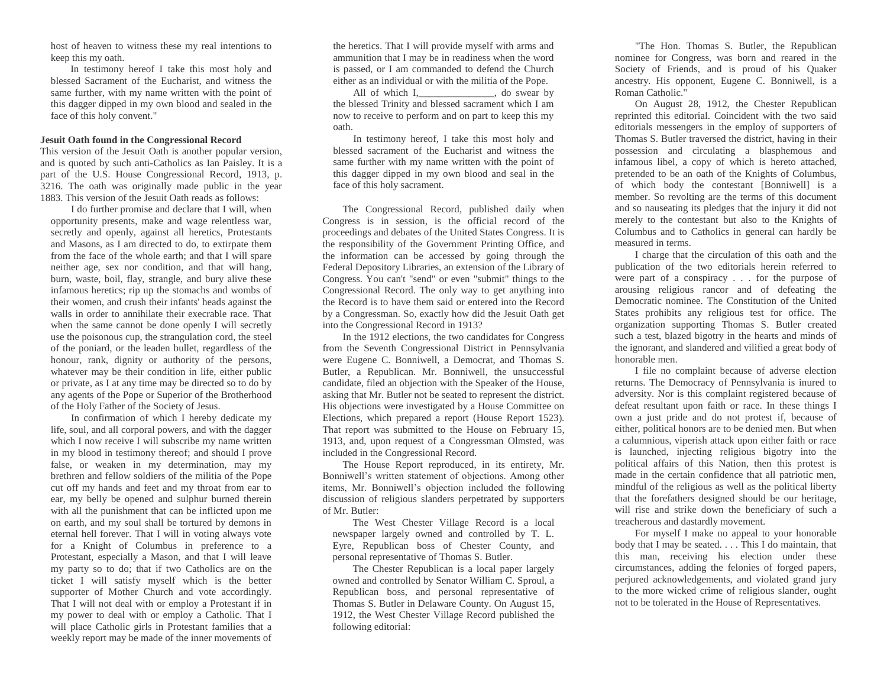host of heaven to witness these my real intentions to keep this my oath.

In testimony hereof I take this most holy and blessed Sacrament of the Eucharist, and witness the same further, with my name written with the point of this dagger dipped in my own blood and sealed in the face of this holy convent."

**Jesuit Oath found in the Congressional Record**

This version of the Jesuit Oath is another popular version, and is quoted by such anti-Catholics as Ian Paisley. It is a part of the U.S. House Congressional Record, 1913, p. 3216. The oath was originally made public in the year 1883. This version of the Jesuit Oath reads as follows:

> I do further promise and declare that I will, when opportunity presents, make and wage relentless war, secretly and openly, against all heretics, Protestants and Masons, as I am directed to do, to extirpate them from the face of the whole earth; and that I will spare neither age, sex nor condition, and that will hang, burn, waste, boil, flay, strangle, and bury alive these infamous heretics; rip up the stomachs and wombs of their women, and crush their infants' heads against the walls in order to annihilate their execrable race. That when the same cannot be done openly I will secretly use the poisonous cup, the strangulation cord, the steel of the poniard, or the leaden bullet, regardless of the honour, rank, dignity or authority of the persons, whatever may be their condition in life, either public or private, as I at any time may be directed so to do by any agents of the Pope or Superior of the Brotherhood of the Holy Father of the Society of Jesus.
>
> In confirmation of which I hereby dedicate my life, soul, and all corporal powers, and with the dagger which I now receive I will subscribe my name written in my blood in testimony thereof; and should I prove false, or weaken in my determination, may my brethren and fellow soldiers of the militia of the Pope cut off my hands and feet and my throat from ear to ear, my belly be opened and sulphur burned therein with all the punishment that can be inflicted upon me on earth, and my soul shall be tortured by demons in eternal hell forever. That I will in voting always vote for a Knight of Columbus in preference to a Protestant, especially a Mason, and that I will leave my party so to do; that if two Catholics are on the ticket I will satisfy myself which is the better supporter of Mother Church and vote accordingly. That I will not deal with or employ a Protestant if in my power to deal with or employ a Catholic. That I will place Catholic girls in Protestant families that a weekly report may be made of the inner movements of the heretics. That I will provide myself with arms and ammunition that I may be in readiness when the word is passed, or I am commanded to defend the Church either as an individual or with the militia of the Pope.
>
> All of which I,_______________, do swear by the blessed Trinity and blessed sacrament which I am now to receive to perform and on part to keep this my oath.
>
> In testimony hereof, I take this most holy and blessed sacrament of the Eucharist and witness the same further with my name written with the point of this dagger dipped in my own blood and seal in the face of this holy sacrament.

The Congressional Record, published daily when Congress is in session, is the official record of the proceedings and debates of the United States Congress. It is the responsibility of the Government Printing Office, and the information can be accessed by going through the Federal Depository Libraries, an extension of the Library of Congress. You can't "send" or even "submit" things to the Congressional Record. The only way to get anything into the Record is to have them said or entered into the Record by a Congressman. So, exactly how did the Jesuit Oath get into the Congressional Record in 1913?

In the 1912 elections, the two candidates for Congress from the Seventh Congressional District in Pennsylvania were Eugene C. Bonniwell, a Democrat, and Thomas S. Butler, a Republican. Mr. Bonniwell, the unsuccessful candidate, filed an objection with the Speaker of the House, asking that Mr. Butler not be seated to represent the district. His objections were investigated by a House Committee on Elections, which prepared a report (House Report 1523). That report was submitted to the House on February 15, 1913, and, upon request of a Congressman Olmsted, was included in the Congressional Record.

The House Report reproduced, in its entirety, Mr. Bonniwell's written statement of objections. Among other items, Mr. Bonniwell's objection included the following discussion of religious slanders perpetrated by supporters of Mr. Butler:

> The West Chester Village Record is a local newspaper largely owned and controlled by T. L. Eyre, Republican boss of Chester County, and personal representative of Thomas S. Butler.
>
> The Chester Republican is a local paper largely owned and controlled by Senator William C. Sproul, a Republican boss, and personal representative of Thomas S. Butler in Delaware County. On August 15, 1912, the West Chester Village Record published the following editorial:
>
> "The Hon. Thomas S. Butler, the Republican nominee for Congress, was born and reared in the Society of Friends, and is proud of his Quaker ancestry. His opponent, Eugene C. Bonniwell, is a Roman Catholic."
>
> On August 28, 1912, the Chester Republican reprinted this editorial. Coincident with the two said editorials messengers in the employ of supporters of Thomas S. Butler traversed the district, having in their possession and circulating a blasphemous and infamous libel, a copy of which is hereto attached, pretended to be an oath of the Knights of Columbus, of which body the contestant [Bonniwell] is a member. So revolting are the terms of this document and so nauseating its pledges that the injury it did not merely to the contestant but also to the Knights of Columbus and to Catholics in general can hardly be measured in terms.
>
> I charge that the circulation of this oath and the publication of the two editorials herein referred to were part of a conspiracy . . . for the purpose of arousing religious rancor and of defeating the Democratic nominee. The Constitution of the United States prohibits any religious test for office. The organization supporting Thomas S. Butler created such a test, blazed bigotry in the hearts and minds of the ignorant, and slandered and vilified a great body of honorable men.
>
> I file no complaint because of adverse election returns. The Democracy of Pennsylvania is inured to adversity. Nor is this complaint registered because of defeat resultant upon faith or race. In these things I own a just pride and do not protest if, because of either, political honors are to be denied men. But when a calumnious, viperish attack upon either faith or race is launched, injecting religious bigotry into the political affairs of this Nation, then this protest is made in the certain confidence that all patriotic men, mindful of the religious as well as the political liberty that the forefathers designed should be our heritage, will rise and strike down the beneficiary of such a treacherous and dastardly movement.
>
> For myself I make no appeal to your honorable body that I may be seated. . . . This I do maintain, that this man, receiving his election under these circumstances, adding the felonies of forged papers, perjured acknowledgements, and violated grand jury to the more wicked crime of religious slander, ought not to be tolerated in the House of Representatives.